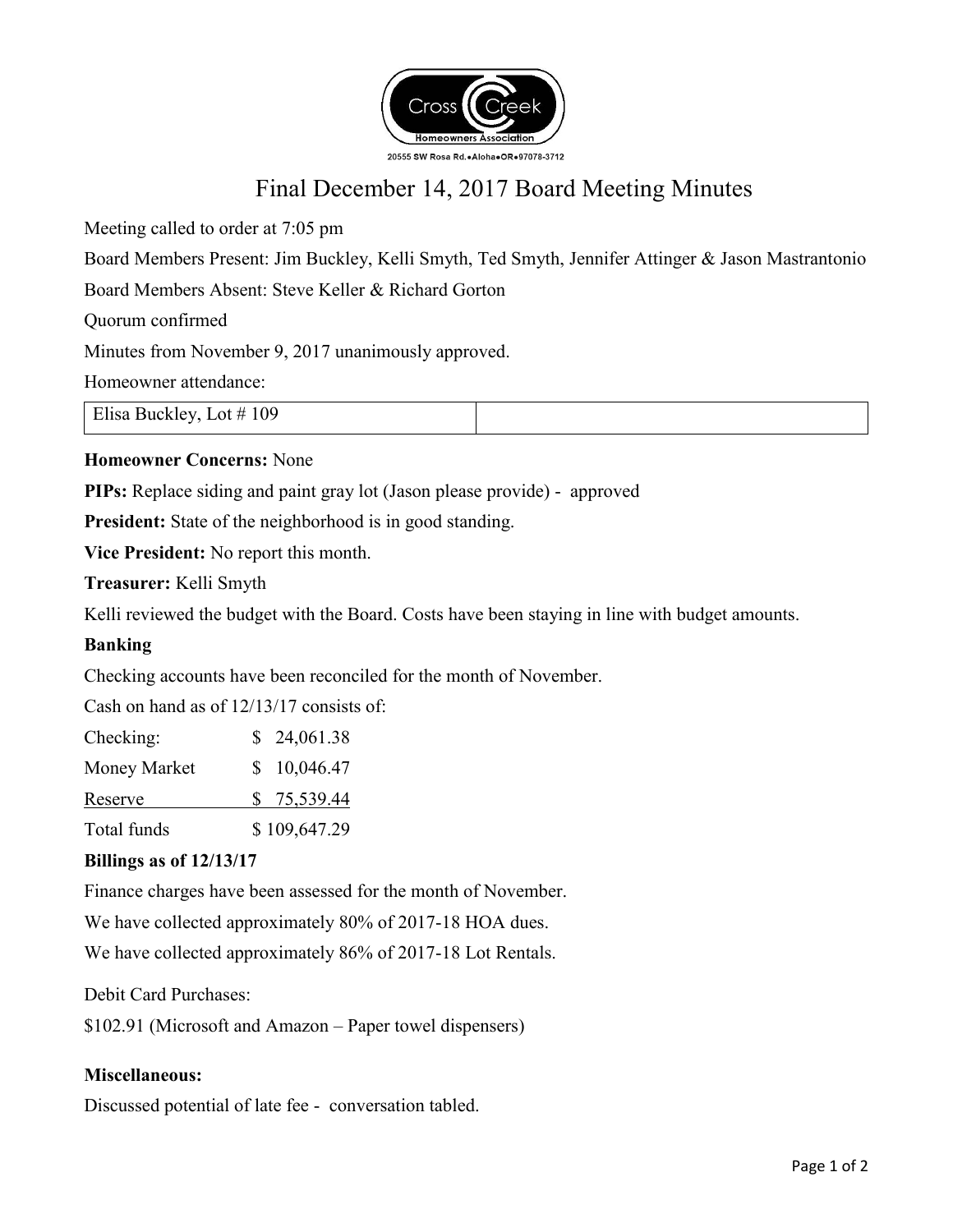Cross Creek Homeowners Association

20555 SW Rosa Rd.•Aloha•OR•97078-3712

# Final December 14, 2017 Board Meeting Minutes

Meeting called to order at 7:05 pm

Board Members Present: Jim Buckley, Kelli Smyth, Ted Smyth, Jennifer Attinger & Jason Mastrantonio

Board Members Absent: Steve Keller & Richard Gorton

Quorum confirmed

Minutes from November 9, 2017 unanimously approved.

Homeowner attendance:

| Elisa Buckley, Lot # 109 | |
|---|---|

**Homeowner Concerns:** None

**PIPs:** Replace siding and paint gray lot (Jason please provide) - approved

**President:** State of the neighborhood is in good standing.

**Vice President:** No report this month.

**Treasurer:** Kelli Smyth

Kelli reviewed the budget with the Board. Costs have been staying in line with budget amounts.

**Banking**

Checking accounts have been reconciled for the month of November.

Cash on hand as of 12/13/17 consists of:

| | |
|---|---|
| Checking: | $ 24,061.38 |
| Money Market | $ 10,046.47 |
| Reserve | $ 75,539.44 |
| Total funds | $ 109,647.29 |

**Billings as of 12/13/17**

Finance charges have been assessed for the month of November.

We have collected approximately 80% of 2017-18 HOA dues.

We have collected approximately 86% of 2017-18 Lot Rentals.

Debit Card Purchases:

$102.91 (Microsoft and Amazon – Paper towel dispensers)

**Miscellaneous:**

Discussed potential of late fee - conversation tabled.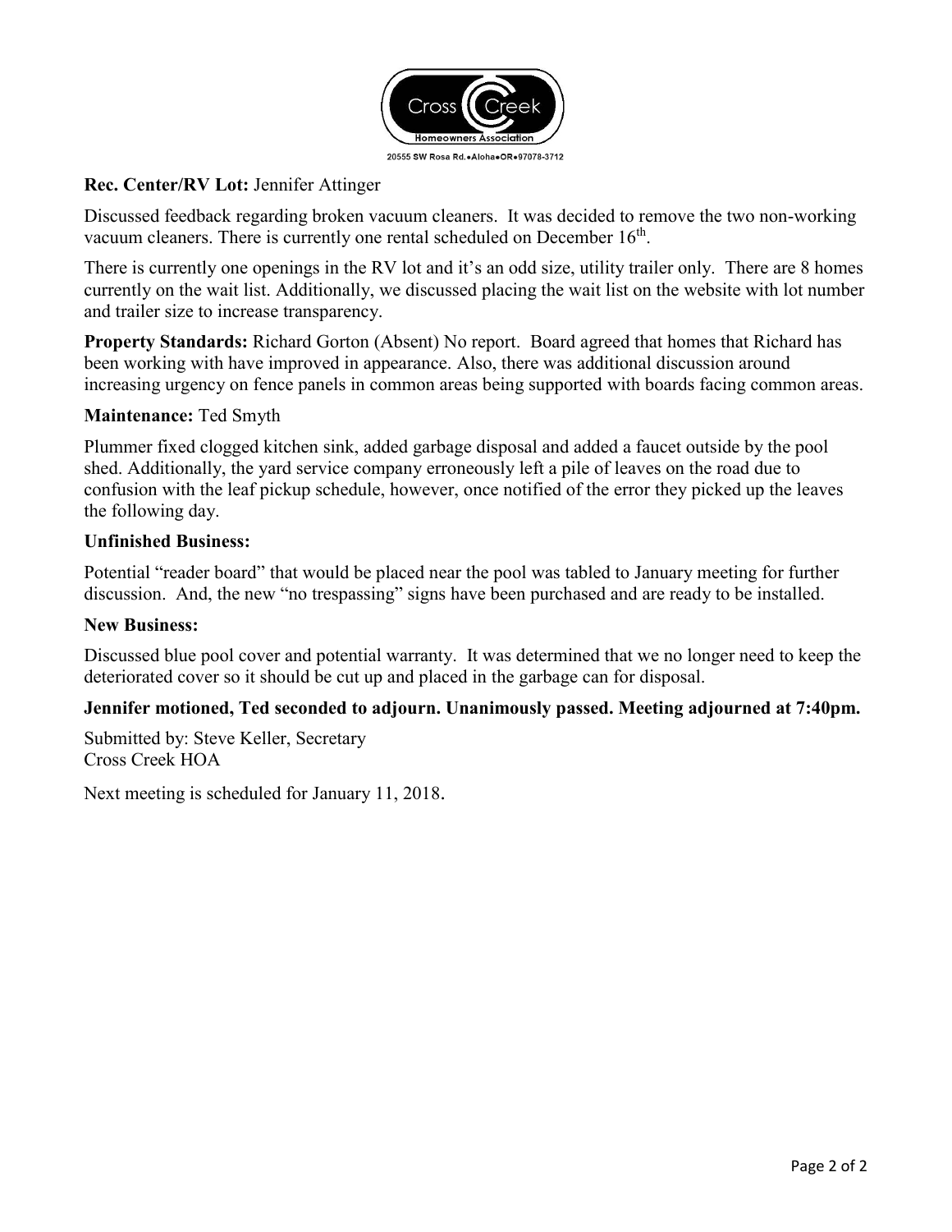**Rec. Center/RV Lot:** Jennifer Attinger

Discussed feedback regarding broken vacuum cleaners. It was decided to remove the two non-working vacuum cleaners. There is currently one rental scheduled on December 16th.

There is currently one openings in the RV lot and it's an odd size, utility trailer only. There are 8 homes currently on the wait list. Additionally, we discussed placing the wait list on the website with lot number and trailer size to increase transparency.

**Property Standards:** Richard Gorton (Absent) No report. Board agreed that homes that Richard has been working with have improved in appearance. Also, there was additional discussion around increasing urgency on fence panels in common areas being supported with boards facing common areas.

**Maintenance:** Ted Smyth

Plummer fixed clogged kitchen sink, added garbage disposal and added a faucet outside by the pool shed. Additionally, the yard service company erroneously left a pile of leaves on the road due to confusion with the leaf pickup schedule, however, once notified of the error they picked up the leaves the following day.

**Unfinished Business:**

Potential "reader board" that would be placed near the pool was tabled to January meeting for further discussion. And, the new "no trespassing" signs have been purchased and are ready to be installed.

**New Business:**

Discussed blue pool cover and potential warranty. It was determined that we no longer need to keep the deteriorated cover so it should be cut up and placed in the garbage can for disposal.

**Jennifer motioned, Ted seconded to adjourn. Unanimously passed. Meeting adjourned at 7:40pm.**

Submitted by: Steve Keller, Secretary
Cross Creek HOA

Next meeting is scheduled for January 11, 2018.